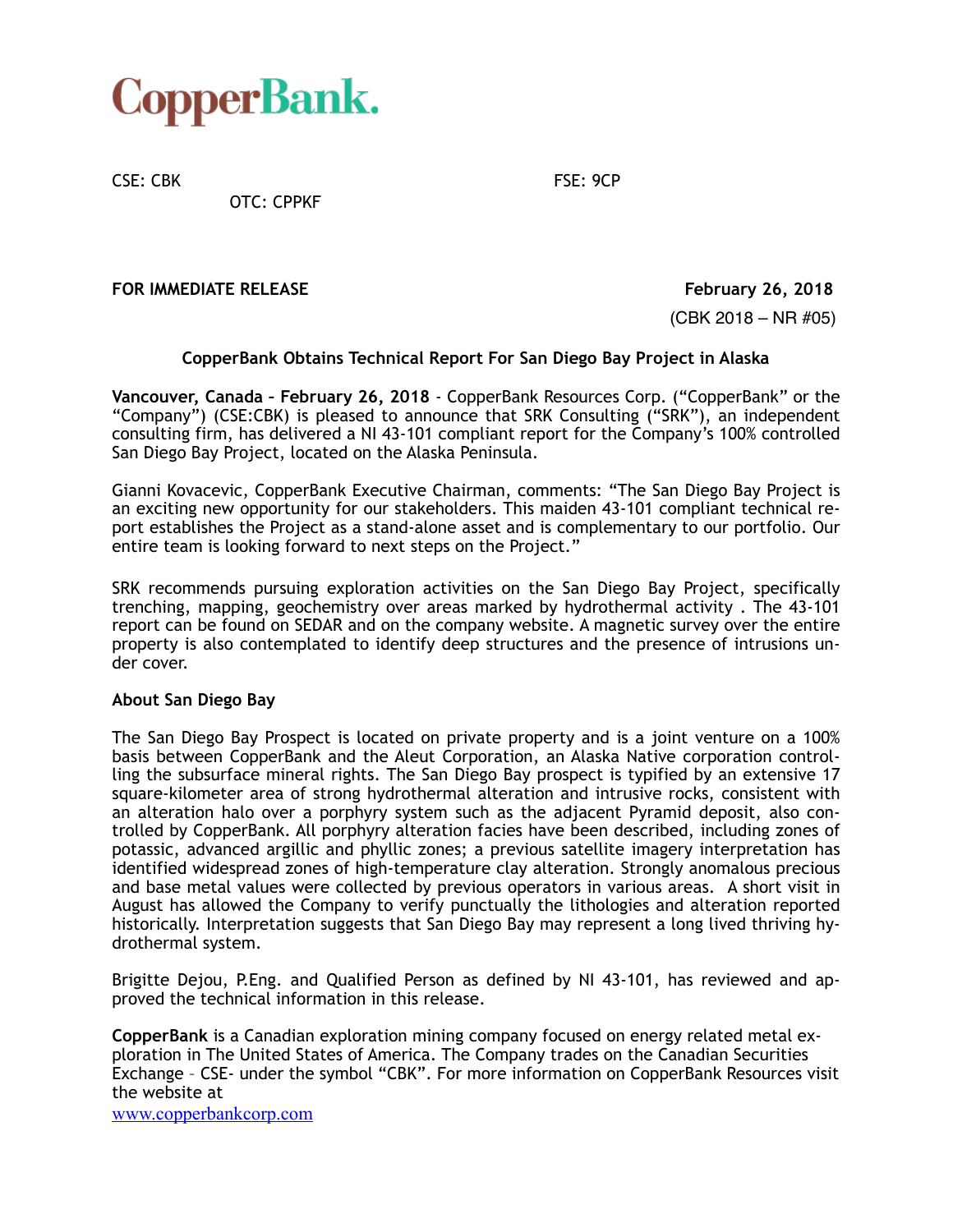# CopperBank.

CSE: CBK

FSE: 9CP

OTC: CPPKF

**FOR IMMEDIATE RELEASE** **February 26, 2018**

(CBK 2018 – NR #05)

**CopperBank Obtains Technical Report For San Diego Bay Project in Alaska**

**Vancouver, Canada – February 26, 2018** - CopperBank Resources Corp. ("CopperBank" or the "Company") (CSE:CBK) is pleased to announce that SRK Consulting ("SRK"), an independent consulting firm, has delivered a NI 43-101 compliant report for the Company's 100% controlled San Diego Bay Project, located on the Alaska Peninsula.

Gianni Kovacevic, CopperBank Executive Chairman, comments: "The San Diego Bay Project is an exciting new opportunity for our stakeholders. This maiden 43-101 compliant technical report establishes the Project as a stand-alone asset and is complementary to our portfolio. Our entire team is looking forward to next steps on the Project."

SRK recommends pursuing exploration activities on the San Diego Bay Project, specifically trenching, mapping, geochemistry over areas marked by hydrothermal activity . The 43-101 report can be found on SEDAR and on the company website. A magnetic survey over the entire property is also contemplated to identify deep structures and the presence of intrusions under cover.

**About San Diego Bay**

The San Diego Bay Prospect is located on private property and is a joint venture on a 100% basis between CopperBank and the Aleut Corporation, an Alaska Native corporation controlling the subsurface mineral rights. The San Diego Bay prospect is typified by an extensive 17 square-kilometer area of strong hydrothermal alteration and intrusive rocks, consistent with an alteration halo over a porphyry system such as the adjacent Pyramid deposit, also controlled by CopperBank. All porphyry alteration facies have been described, including zones of potassic, advanced argillic and phyllic zones; a previous satellite imagery interpretation has identified widespread zones of high-temperature clay alteration. Strongly anomalous precious and base metal values were collected by previous operators in various areas. A short visit in August has allowed the Company to verify punctually the lithologies and alteration reported historically. Interpretation suggests that San Diego Bay may represent a long lived thriving hydrothermal system.

Brigitte Dejou, P.Eng. and Qualified Person as defined by NI 43-101, has reviewed and approved the technical information in this release.

**CopperBank** is a Canadian exploration mining company focused on energy related metal exploration in The United States of America. The Company trades on the Canadian Securities Exchange – CSE- under the symbol "CBK". For more information on CopperBank Resources visit the website at

www.copperbankcorp.com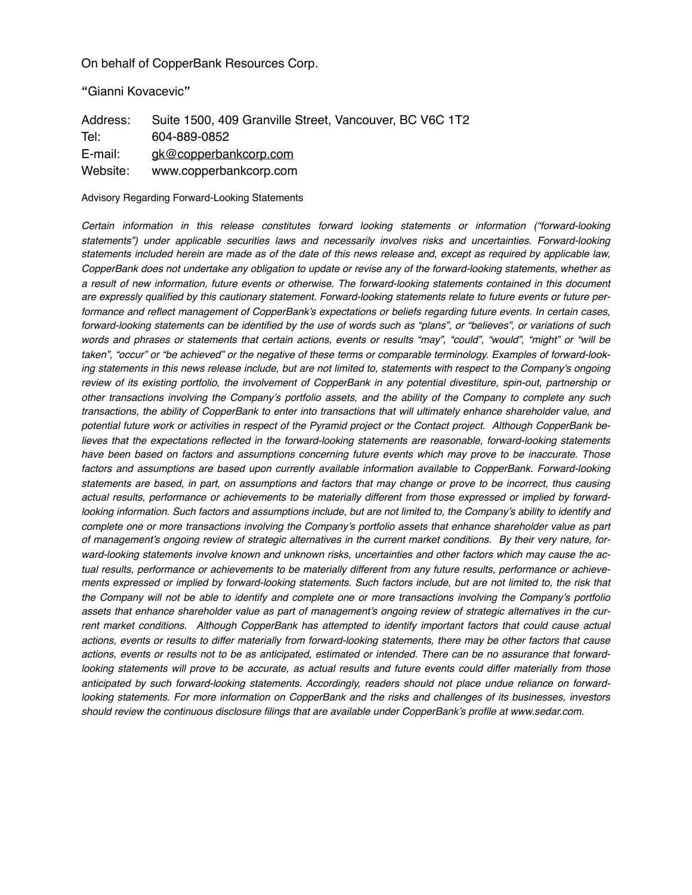On behalf of CopperBank Resources Corp.

"Gianni Kovacevic"

| | |
|---|---|
| Address: | Suite 1500, 409 Granville Street, Vancouver, BC V6C 1T2 |
| Tel: | 604-889-0852 |
| E-mail: | gk@copperbankcorp.com |
| Website: | www.copperbankcorp.com |

Advisory Regarding Forward-Looking Statements

*Certain information in this release constitutes forward looking statements or information ("forward-looking statements") under applicable securities laws and necessarily involves risks and uncertainties. Forward-looking statements included herein are made as of the date of this news release and, except as required by applicable law, CopperBank does not undertake any obligation to update or revise any of the forward-looking statements, whether as a result of new information, future events or otherwise. The forward-looking statements contained in this document are expressly qualified by this cautionary statement. Forward-looking statements relate to future events or future performance and reflect management of CopperBank's expectations or beliefs regarding future events. In certain cases, forward-looking statements can be identified by the use of words such as "plans", or "believes", or variations of such words and phrases or statements that certain actions, events or results "may", "could", "would", "might" or "will be taken", "occur" or "be achieved" or the negative of these terms or comparable terminology. Examples of forward-looking statements in this news release include, but are not limited to, statements with respect to the Company's ongoing review of its existing portfolio, the involvement of CopperBank in any potential divestiture, spin-out, partnership or other transactions involving the Company's portfolio assets, and the ability of the Company to complete any such transactions, the ability of CopperBank to enter into transactions that will ultimately enhance shareholder value, and potential future work or activities in respect of the Pyramid project or the Contact project. Although CopperBank believes that the expectations reflected in the forward-looking statements are reasonable, forward-looking statements have been based on factors and assumptions concerning future events which may prove to be inaccurate. Those factors and assumptions are based upon currently available information available to CopperBank. Forward-looking statements are based, in part, on assumptions and factors that may change or prove to be incorrect, thus causing actual results, performance or achievements to be materially different from those expressed or implied by forward-looking information. Such factors and assumptions include, but are not limited to, the Company's ability to identify and complete one or more transactions involving the Company's portfolio assets that enhance shareholder value as part of management's ongoing review of strategic alternatives in the current market conditions. By their very nature, forward-looking statements involve known and unknown risks, uncertainties and other factors which may cause the actual results, performance or achievements to be materially different from any future results, performance or achievements expressed or implied by forward-looking statements. Such factors include, but are not limited to, the risk that the Company will not be able to identify and complete one or more transactions involving the Company's portfolio assets that enhance shareholder value as part of management's ongoing review of strategic alternatives in the current market conditions. Although CopperBank has attempted to identify important factors that could cause actual actions, events or results to differ materially from forward-looking statements, there may be other factors that cause actions, events or results not to be as anticipated, estimated or intended. There can be no assurance that forward-looking statements will prove to be accurate, as actual results and future events could differ materially from those anticipated by such forward-looking statements. Accordingly, readers should not place undue reliance on forward-looking statements. For more information on CopperBank and the risks and challenges of its businesses, investors should review the continuous disclosure filings that are available under CopperBank's profile at www.sedar.com.*